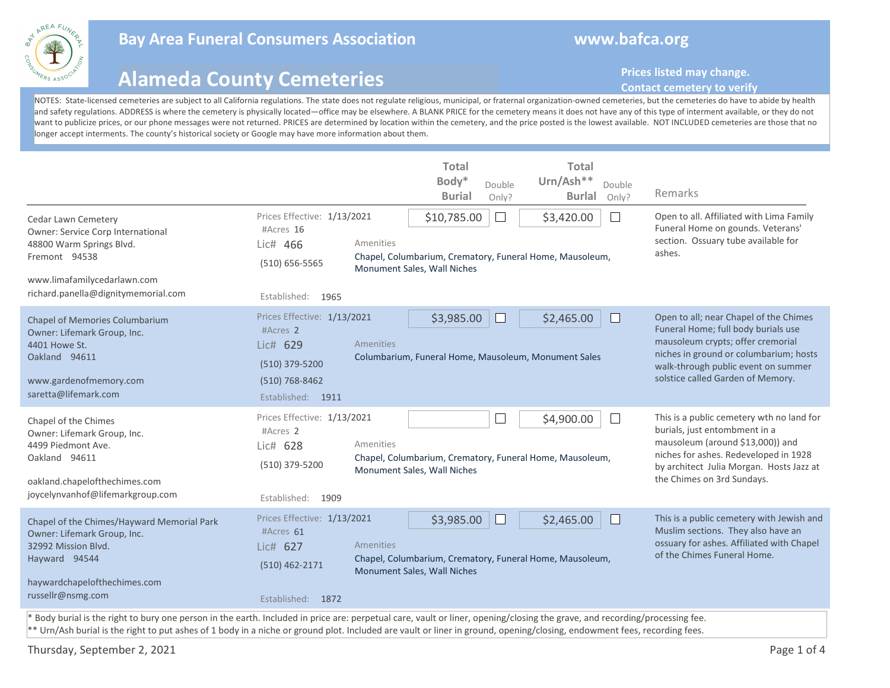# Bay Area Funeral Consumers Association

www.bafca.org

## Alameda County Cemeteries

**Prices listed may change. Contact cemetery to verify**

NOTES: State-licensed cemeteries are subject to all California regulations. The state does not regulate religious, municipal, or fraternal organization-owned cemeteries, but the cemeteries do have to abide by health and safety regulations. ADDRESS is where the cemetery is physically located—office may be elsewhere. A BLANK PRICE for the cemetery means it does not have any of this type of interment available, or they do not want to publicize prices, or our phone messages were not returned. PRICES are determined by location within the cemetery, and the price posted is the lowest available. NOT INCLUDED cemeteries are those that no longer accept interments. The county's historical society or Google may have more information about them.

| Cemetery | Details | Amenities | Total Body* Burial | Double Only? | Total Urn/Ash** Burial | Double Only? | Remarks |
|---|---|---|---|---|---|---|---|
| Cedar Lawn Cemetery<br>Owner: Service Corp International<br>48800 Warm Springs Blvd.<br>Fremont 94538<br>www.limafamilycedarlawn.com<br>richard.panella@dignitymemorial.com | Prices Effective: 1/13/2021<br>#Acres 16<br>Lic# 466<br>(510) 656-5565<br>Established: 1965 | Chapel, Columbarium, Crematory, Funeral Home, Mausoleum, Monument Sales, Wall Niches | $10,785.00 | ☐ | $3,420.00 | ☐ | Open to all. Affiliated with Lima Family Funeral Home on gounds. Veterans' section. Ossuary tube available for ashes. |
| Chapel of Memories Columbarium<br>Owner: Lifemark Group, Inc.<br>4401 Howe St.<br>Oakland 94611<br>www.gardenofmemory.com<br>saretta@lifemark.com | Prices Effective: 1/13/2021<br>#Acres 2<br>Lic# 629<br>(510) 379-5200<br>(510) 768-8462<br>Established: 1911 | Columbarium, Funeral Home, Mausoleum, Monument Sales | $3,985.00 | ☐ | $2,465.00 | ☐ | Open to all; near Chapel of the Chimes Funeral Home; full body burials use mausoleum crypts; offer cremorial niches in ground or columbarium; hosts walk-through public event on summer solstice called Garden of Memory. |
| Chapel of the Chimes<br>Owner: Lifemark Group, Inc.<br>4499 Piedmont Ave.<br>Oakland 94611<br>oakland.chapelofthechimes.com<br>joycelynvanhof@lifemarkgroup.com | Prices Effective: 1/13/2021<br>#Acres 2<br>Lic# 628<br>(510) 379-5200<br>Established: 1909 | Chapel, Columbarium, Crematory, Funeral Home, Mausoleum, Monument Sales, Wall Niches | | ☐ | $4,900.00 | ☐ | This is a public cemetery wth no land for burials, just entombment in a mausoleum (around $13,000)) and niches for ashes. Redeveloped in 1928 by architect Julia Morgan. Hosts Jazz at the Chimes on 3rd Sundays. |
| Chapel of the Chimes/Hayward Memorial Park<br>Owner: Lifemark Group, Inc.<br>32992 Mission Blvd.<br>Hayward 94544<br>haywardchapelofthechimes.com<br>russellr@nsmg.com | Prices Effective: 1/13/2021<br>#Acres 61<br>Lic# 627<br>(510) 462-2171<br>Established: 1872 | Chapel, Columbarium, Crematory, Funeral Home, Mausoleum, Monument Sales, Wall Niches | $3,985.00 | ☐ | $2,465.00 | ☐ | This is a public cemetery with Jewish and Muslim sections. They also have an ossuary for ashes. Affiliated with Chapel of the Chimes Funeral Home. |

\* Body burial is the right to bury one person in the earth. Included in price are: perpetual care, vault or liner, opening/closing the grave, and recording/processing fee.

\** Urn/Ash burial is the right to put ashes of 1 body in a niche or ground plot. Included are vault or liner in ground, opening/closing, endowment fees, recording fees.

Thursday, September 2, 2021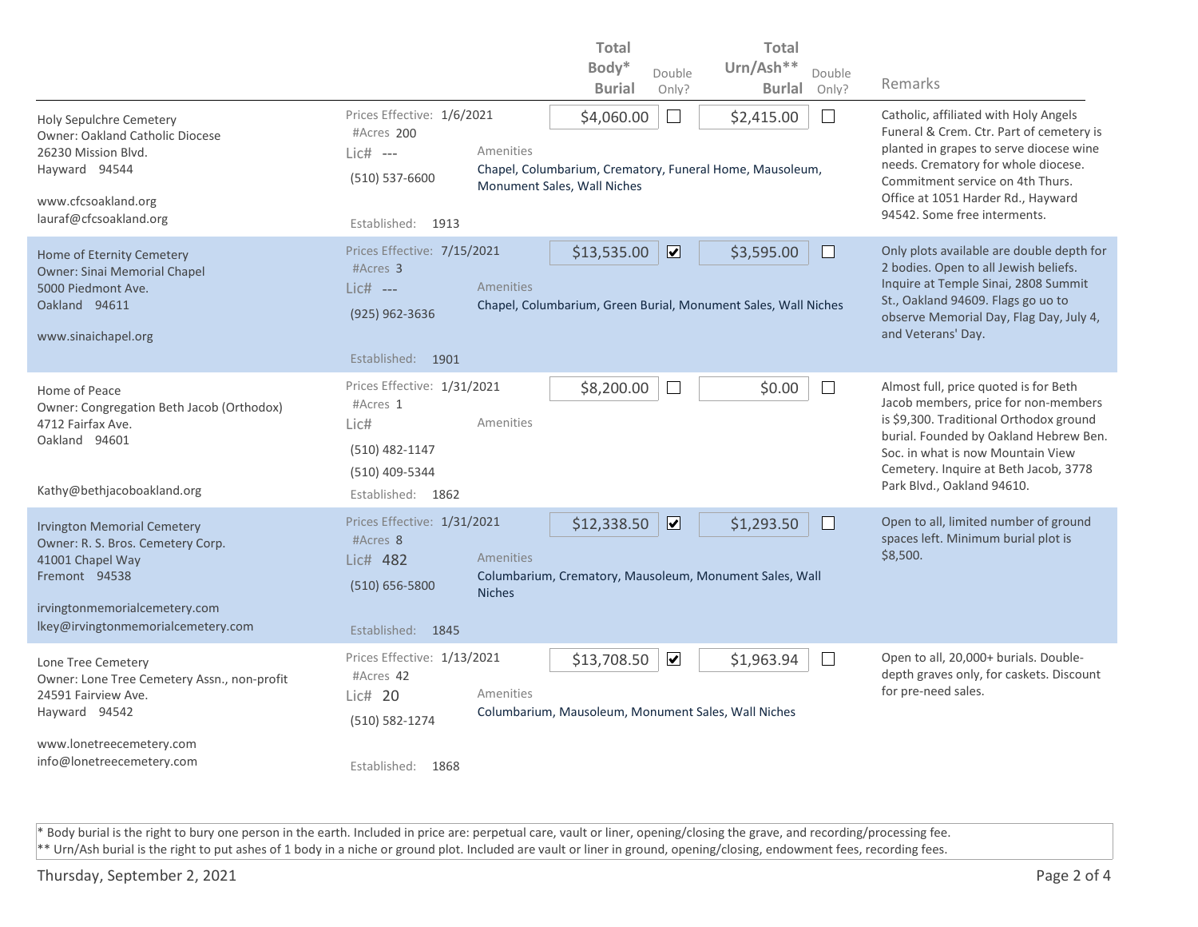| | | Total Body* Burial | Double Only? | Total Urn/Ash** Burial | Double Only? | Remarks |
|---|---|---|---|---|---|---|
| Holy Sepulchre Cemetery<br>Owner: Oakland Catholic Diocese<br>26230 Mission Blvd.<br>Hayward 94544<br>www.cfcsoakland.org<br>lauraf@cfcsoakland.org | Prices Effective: 1/6/2021<br>#Acres 200<br>Lic# ---<br>(510) 537-6600<br>Established: 1913<br>Amenities<br>Chapel, Columbarium, Crematory, Funeral Home, Mausoleum, Monument Sales, Wall Niches | $4,060.00 | ☐ | $2,415.00 | ☐ | Catholic, affiliated with Holy Angels Funeral & Crem. Ctr. Part of cemetery is planted in grapes to serve diocese wine needs. Crematory for whole diocese. Commitment service on 4th Thurs. Office at 1051 Harder Rd., Hayward 94542. Some free interments. |
| Home of Eternity Cemetery<br>Owner: Sinai Memorial Chapel<br>5000 Piedmont Ave.<br>Oakland 94611<br>www.sinaichapel.org | Prices Effective: 7/15/2021<br>#Acres 3<br>Lic# ---<br>(925) 962-3636<br>Established: 1901<br>Amenities<br>Chapel, Columbarium, Green Burial, Monument Sales, Wall Niches | $13,535.00 | ☑ | $3,595.00 | ☐ | Only plots available are double depth for 2 bodies. Open to all Jewish beliefs. Inquire at Temple Sinai, 2808 Summit St., Oakland 94609. Flags go uo to observe Memorial Day, Flag Day, July 4, and Veterans' Day. |
| Home of Peace<br>Owner: Congregation Beth Jacob (Orthodox)<br>4712 Fairfax Ave.<br>Oakland 94601<br>Kathy@bethjacoboakland.org | Prices Effective: 1/31/2021<br>#Acres 1<br>Lic#<br>(510) 482-1147<br>(510) 409-5344<br>Established: 1862<br>Amenities | $8,200.00 | ☐ | $0.00 | ☐ | Almost full, price quoted is for Beth Jacob members, price for non-members is $9,300. Traditional Orthodox ground burial. Founded by Oakland Hebrew Ben. Soc. in what is now Mountain View Cemetery. Inquire at Beth Jacob, 3778 Park Blvd., Oakland 94610. |
| Irvington Memorial Cemetery<br>Owner: R. S. Bros. Cemetery Corp.<br>41001 Chapel Way<br>Fremont 94538<br>irvingtonmemorialcemetery.com<br>lkey@irvingtonmemorialcemetery.com | Prices Effective: 1/31/2021<br>#Acres 8<br>Lic# 482<br>(510) 656-5800<br>Established: 1845<br>Amenities<br>Columbarium, Crematory, Mausoleum, Monument Sales, Wall Niches | $12,338.50 | ☑ | $1,293.50 | ☐ | Open to all, limited number of ground spaces left. Minimum burial plot is $8,500. |
| Lone Tree Cemetery<br>Owner: Lone Tree Cemetery Assn., non-profit<br>24591 Fairview Ave.<br>Hayward 94542<br>www.lonetreecemetery.com<br>info@lonetreecemetery.com | Prices Effective: 1/13/2021<br>#Acres 42<br>Lic# 20<br>(510) 582-1274<br>Established: 1868<br>Amenities<br>Columbarium, Mausoleum, Monument Sales, Wall Niches | $13,708.50 | ☑ | $1,963.94 | ☐ | Open to all, 20,000+ burials. Double-depth graves only, for caskets. Discount for pre-need sales. |

\* Body burial is the right to bury one person in the earth. Included in price are: perpetual care, vault or liner, opening/closing the grave, and recording/processing fee.
\*\* Urn/Ash burial is the right to put ashes of 1 body in a niche or ground plot. Included are vault or liner in ground, opening/closing, endowment fees, recording fees.

Thursday, September 2, 2021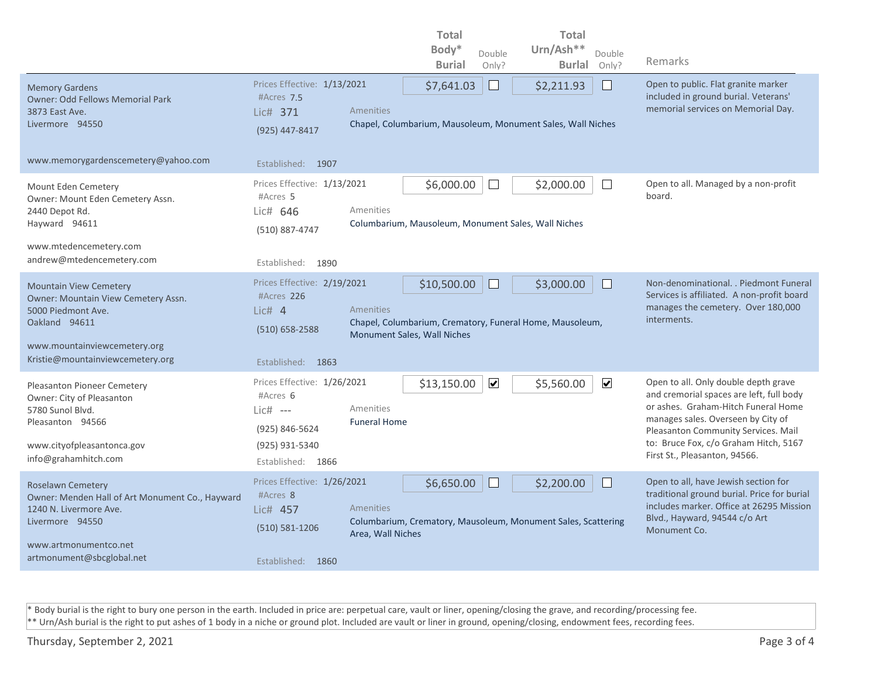| | | Total Body* Burial | Double Only? | Total Urn/Ash** Burial | Double Only? | Remarks |
|---|---|---|---|---|---|---|
| Memory Gardens<br>Owner: Odd Fellows Memorial Park<br>3873 East Ave.<br>Livermore 94550<br><br>www.memorygardenscemetery@yahoo.com | Prices Effective: 1/13/2021<br>#Acres 7.5<br>Lic# 371<br>(925) 447-8417<br>Established: 1907<br>Amenities<br>Chapel, Columbarium, Mausoleum, Monument Sales, Wall Niches | $7,641.03 | ☐ | $2,211.93 | ☐ | Open to public. Flat granite marker included in ground burial. Veterans' memorial services on Memorial Day. |
| Mount Eden Cemetery<br>Owner: Mount Eden Cemetery Assn.<br>2440 Depot Rd.<br>Hayward 94611<br><br>www.mtedencemetery.com<br>andrew@mtedencemetery.com | Prices Effective: 1/13/2021<br>#Acres 5<br>Lic# 646<br>(510) 887-4747<br>Established: 1890<br>Amenities<br>Columbarium, Mausoleum, Monument Sales, Wall Niches | $6,000.00 | ☐ | $2,000.00 | ☐ | Open to all. Managed by a non-profit board. |
| Mountain View Cemetery<br>Owner: Mountain View Cemetery Assn.<br>5000 Piedmont Ave.<br>Oakland 94611<br><br>www.mountainviewcemetery.org<br>Kristie@mountainviewcemetery.org | Prices Effective: 2/19/2021<br>#Acres 226<br>Lic# 4<br>(510) 658-2588<br>Established: 1863<br>Amenities<br>Chapel, Columbarium, Crematory, Funeral Home, Mausoleum, Monument Sales, Wall Niches | $10,500.00 | ☐ | $3,000.00 | ☐ | Non-denominational. . Piedmont Funeral Services is affiliated. A non-profit board manages the cemetery. Over 180,000 interments. |
| Pleasanton Pioneer Cemetery<br>Owner: City of Pleasanton<br>5780 Sunol Blvd.<br>Pleasanton 94566<br><br>www.cityofpleasantonca.gov<br>info@grahamhitch.com | Prices Effective: 1/26/2021<br>#Acres 6<br>Lic# ---<br>(925) 846-5624<br>(925) 931-5340<br>Established: 1866<br>Amenities<br>Funeral Home | $13,150.00 | ☑ | $5,560.00 | ☑ | Open to all. Only double depth grave and cremorial spaces are left, full body or ashes. Graham-Hitch Funeral Home manages sales. Overseen by City of Pleasanton Community Services. Mail to: Bruce Fox, c/o Graham Hitch, 5167 First St., Pleasanton, 94566. |
| Roselawn Cemetery<br>Owner: Menden Hall of Art Monument Co., Hayward<br>1240 N. Livermore Ave.<br>Livermore 94550<br><br>www.artmonumentco.net<br>artmonument@sbcglobal.net | Prices Effective: 1/26/2021<br>#Acres 8<br>Lic# 457<br>(510) 581-1206<br>Established: 1860<br>Amenities<br>Columbarium, Crematory, Mausoleum, Monument Sales, Scattering Area, Wall Niches | $6,650.00 | ☐ | $2,200.00 | ☐ | Open to all, have Jewish section for traditional ground burial. Price for burial includes marker. Office at 26295 Mission Blvd., Hayward, 94544 c/o Art Monument Co. |

* Body burial is the right to bury one person in the earth. Included in price are: perpetual care, vault or liner, opening/closing the grave, and recording/processing fee.
** Urn/Ash burial is the right to put ashes of 1 body in a niche or ground plot. Included are vault or liner in ground, opening/closing, endowment fees, recording fees.

Thursday, September 2, 2021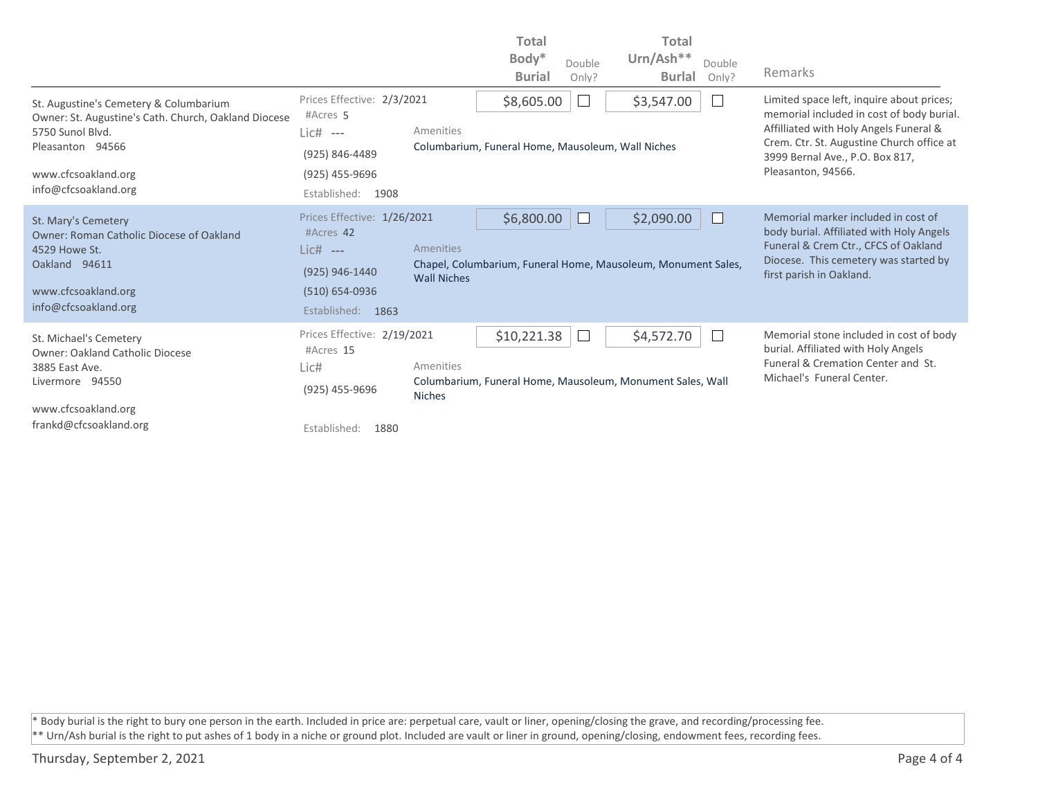| | | Total Body* Burial | Double Only? | Total Urn/Ash** Burial | Double Only? | Remarks |
|---|---|---|---|---|---|---|
| St. Augustine's Cemetery & Columbarium<br>Owner: St. Augustine's Cath. Church, Oakland Diocese<br>5750 Sunol Blvd.<br>Pleasanton 94566<br>www.cfcsoakland.org<br>info@cfcsoakland.org | Prices Effective: 2/3/2021<br>#Acres 5<br>Lic# ---<br>(925) 846-4489<br>(925) 455-9696<br>Established: 1908<br>Amenities: Columbarium, Funeral Home, Mausoleum, Wall Niches | $8,605.00 | ☐ | $3,547.00 | ☐ | Limited space left, inquire about prices; memorial included in cost of body burial. Affilliated with Holy Angels Funeral & Crem. Ctr. St. Augustine Church office at 3999 Bernal Ave., P.O. Box 817, Pleasanton, 94566. |
| St. Mary's Cemetery<br>Owner: Roman Catholic Diocese of Oakland<br>4529 Howe St.<br>Oakland 94611<br>www.cfcsoakland.org<br>info@cfcsoakland.org | Prices Effective: 1/26/2021<br>#Acres 42<br>Lic# ---<br>(925) 946-1440<br>(510) 654-0936<br>Established: 1863<br>Amenities: Chapel, Columbarium, Funeral Home, Mausoleum, Monument Sales, Wall Niches | $6,800.00 | ☐ | $2,090.00 | ☐ | Memorial marker included in cost of body burial. Affiliated with Holy Angels Funeral & Crem Ctr., CFCS of Oakland Diocese. This cemetery was started by first parish in Oakland. |
| St. Michael's Cemetery<br>Owner: Oakland Catholic Diocese<br>3885 East Ave.<br>Livermore 94550<br>www.cfcsoakland.org<br>frankd@cfcsoakland.org | Prices Effective: 2/19/2021<br>#Acres 15<br>Lic#<br>(925) 455-9696<br>Established: 1880<br>Amenities: Columbarium, Funeral Home, Mausoleum, Monument Sales, Wall Niches | $10,221.38 | ☐ | $4,572.70 | ☐ | Memorial stone included in cost of body burial. Affiliated with Holy Angels Funeral & Cremation Center and St. Michael's Funeral Center. |

* Body burial is the right to bury one person in the earth. Included in price are: perpetual care, vault or liner, opening/closing the grave, and recording/processing fee.
** Urn/Ash burial is the right to put ashes of 1 body in a niche or ground plot. Included are vault or liner in ground, opening/closing, endowment fees, recording fees.

Thursday, September 2, 2021